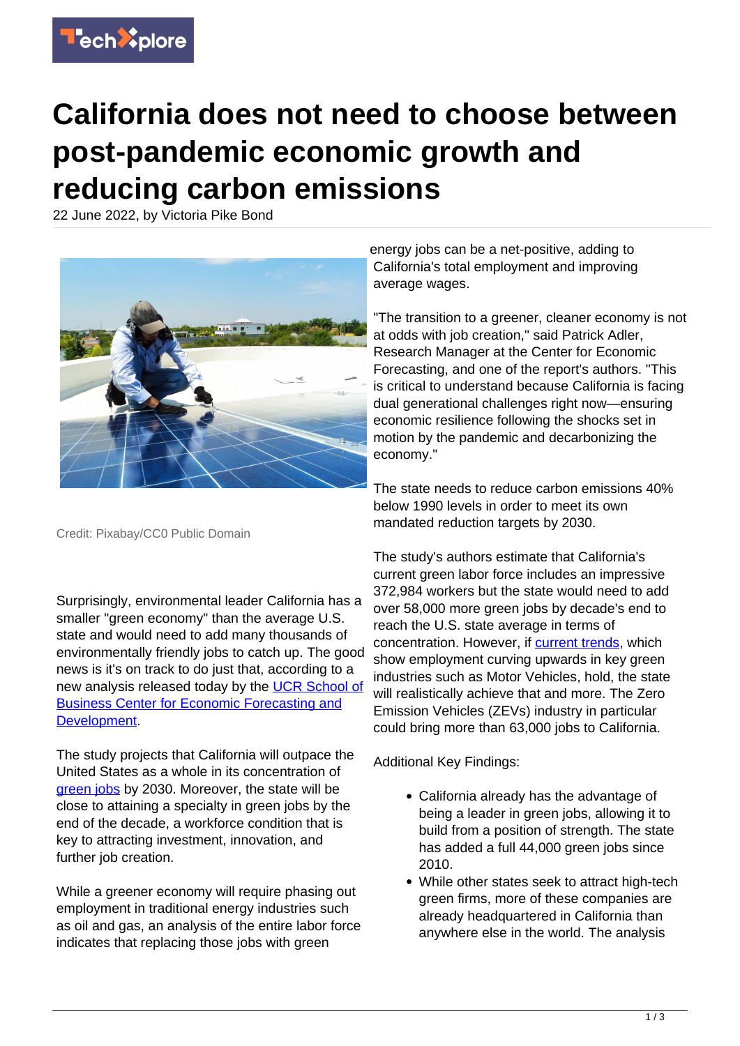# California does not need to choose between post-pandemic economic growth and reducing carbon emissions

22 June 2022, by Victoria Pike Bond

Credit: Pixabay/CC0 Public Domain

Surprisingly, environmental leader California has a smaller "green economy" than the average U.S. state and would need to add many thousands of environmentally friendly jobs to catch up. The good news is it's on track to do just that, according to a new analysis released today by the UCR School of Business Center for Economic Forecasting and Development.

The study projects that California will outpace the United States as a whole in its concentration of green jobs by 2030. Moreover, the state will be close to attaining a specialty in green jobs by the end of the decade, a workforce condition that is key to attracting investment, innovation, and further job creation.

While a greener economy will require phasing out employment in traditional energy industries such as oil and gas, an analysis of the entire labor force indicates that replacing those jobs with green energy jobs can be a net-positive, adding to California's total employment and improving average wages.

"The transition to a greener, cleaner economy is not at odds with job creation," said Patrick Adler, Research Manager at the Center for Economic Forecasting, and one of the report's authors. "This is critical to understand because California is facing dual generational challenges right now—ensuring economic resilience following the shocks set in motion by the pandemic and decarbonizing the economy."

The state needs to reduce carbon emissions 40% below 1990 levels in order to meet its own mandated reduction targets by 2030.

The study's authors estimate that California's current green labor force includes an impressive 372,984 workers but the state would need to add over 58,000 more green jobs by decade's end to reach the U.S. state average in terms of concentration. However, if current trends, which show employment curving upwards in key green industries such as Motor Vehicles, hold, the state will realistically achieve that and more. The Zero Emission Vehicles (ZEVs) industry in particular could bring more than 63,000 jobs to California.

Additional Key Findings:

- California already has the advantage of being a leader in green jobs, allowing it to build from a position of strength. The state has added a full 44,000 green jobs since 2010.
- While other states seek to attract high-tech green firms, more of these companies are already headquartered in California than anywhere else in the world. The analysis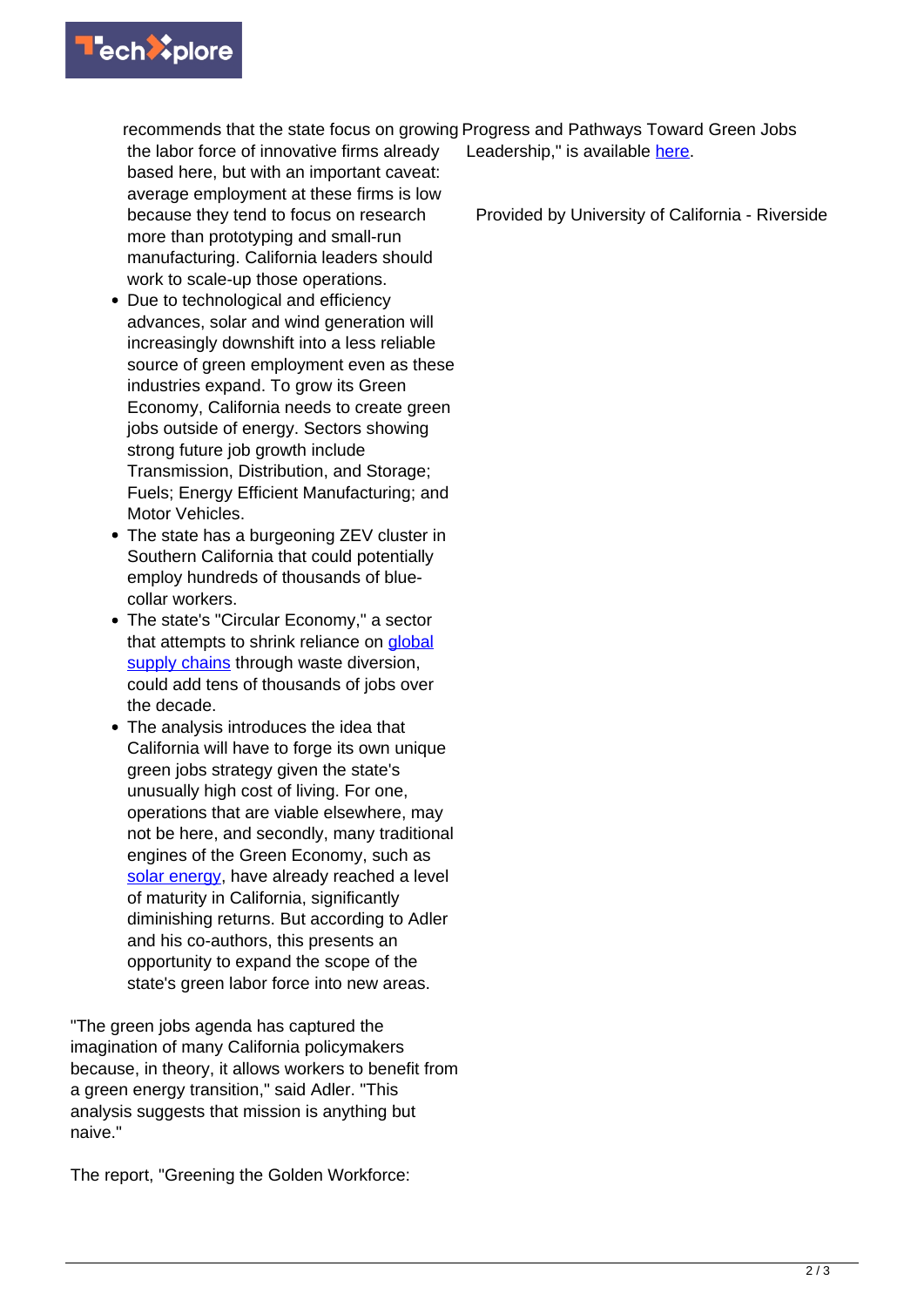recommends that the state focus on growing the labor force of innovative firms already based here, but with an important caveat: average employment at these firms is low because they tend to focus on research more than prototyping and small-run manufacturing. California leaders should work to scale-up those operations.

- Due to technological and efficiency advances, solar and wind generation will increasingly downshift into a less reliable source of green employment even as these industries expand. To grow its Green Economy, California needs to create green jobs outside of energy. Sectors showing strong future job growth include Transmission, Distribution, and Storage; Fuels; Energy Efficient Manufacturing; and Motor Vehicles.
- The state has a burgeoning ZEV cluster in Southern California that could potentially employ hundreds of thousands of blue-collar workers.
- The state's "Circular Economy," a sector that attempts to shrink reliance on global supply chains through waste diversion, could add tens of thousands of jobs over the decade.
- The analysis introduces the idea that California will have to forge its own unique green jobs strategy given the state's unusually high cost of living. For one, operations that are viable elsewhere, may not be here, and secondly, many traditional engines of the Green Economy, such as solar energy, have already reached a level of maturity in California, significantly diminishing returns. But according to Adler and his co-authors, this presents an opportunity to expand the scope of the state's green labor force into new areas.

"The green jobs agenda has captured the imagination of many California policymakers because, in theory, it allows workers to benefit from a green energy transition," said Adler. "This analysis suggests that mission is anything but naive."

The report, "Greening the Golden Workforce: Progress and Pathways Toward Green Jobs Leadership," is available here.

Provided by University of California - Riverside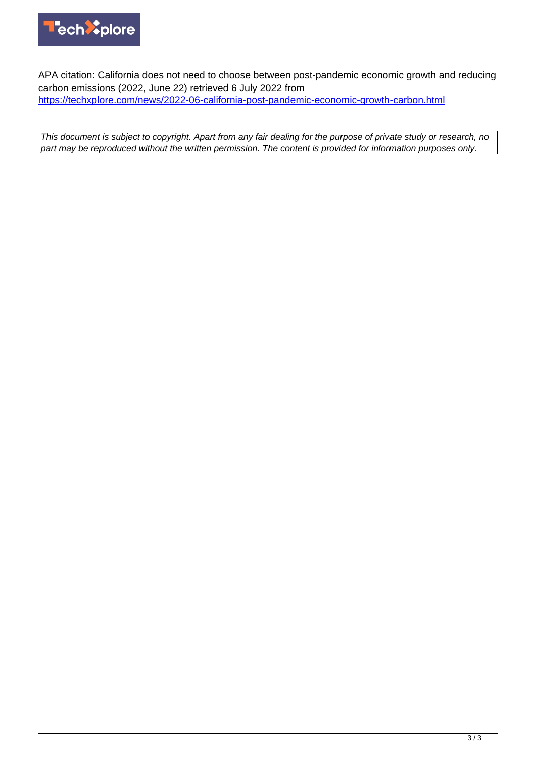APA citation: California does not need to choose between post-pandemic economic growth and reducing carbon emissions (2022, June 22) retrieved 6 July 2022 from https://techxplore.com/news/2022-06-california-post-pandemic-economic-growth-carbon.html

*This document is subject to copyright. Apart from any fair dealing for the purpose of private study or research, no part may be reproduced without the written permission. The content is provided for information purposes only.*